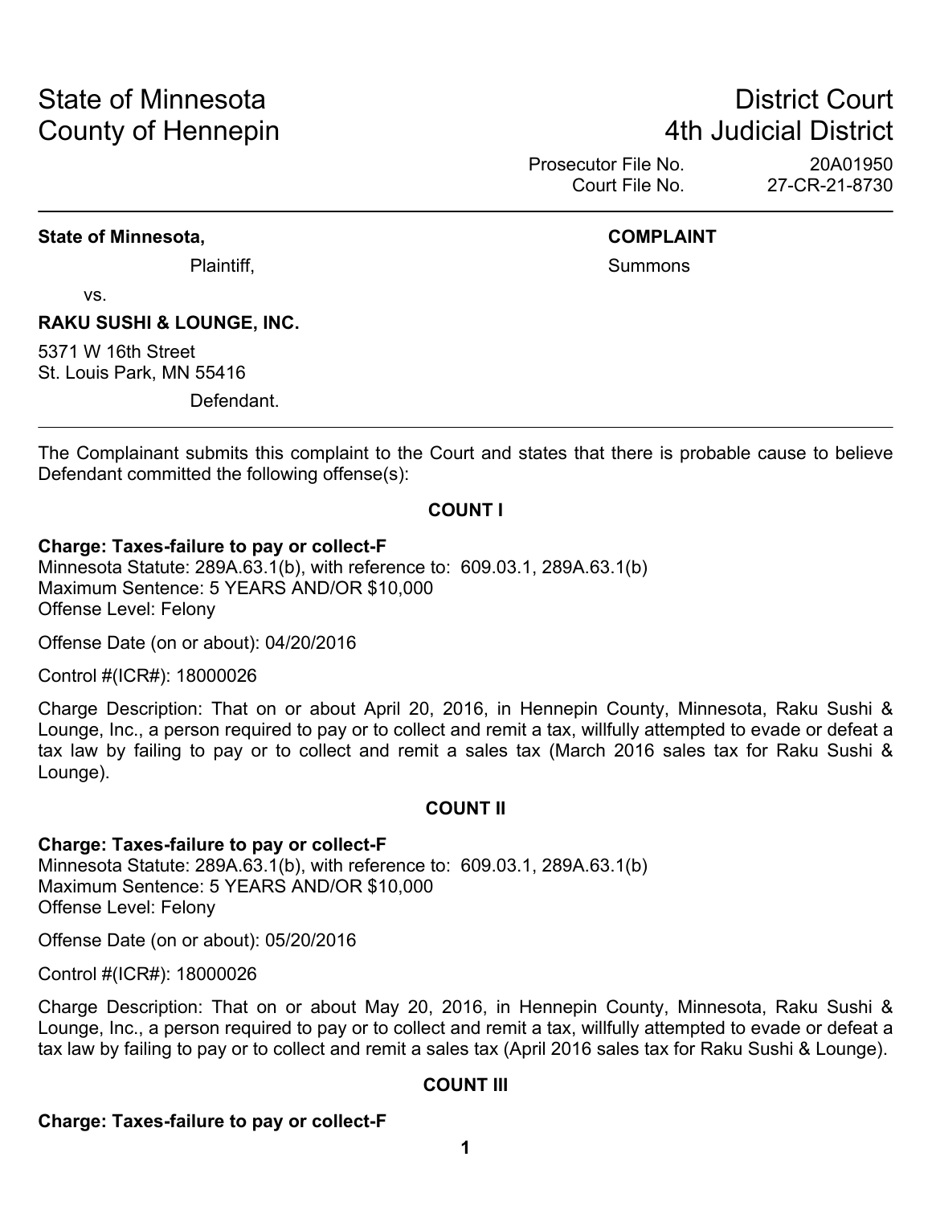State of Minnesota
County of Hennepin

District Court
4th Judicial District

Prosecutor File No. 20A01950
Court File No. 27-CR-21-8730

---

**State of Minnesota,**

Plaintiff,

vs.

**RAKU SUSHI & LOUNGE, INC.**

5371 W 16th Street
St. Louis Park, MN 55416

Defendant.

**COMPLAINT**

Summons

---

The Complainant submits this complaint to the Court and states that there is probable cause to believe Defendant committed the following offense(s):

**COUNT I**

**Charge: Taxes-failure to pay or collect-F**
Minnesota Statute: 289A.63.1(b), with reference to: 609.03.1, 289A.63.1(b)
Maximum Sentence: 5 YEARS AND/OR $10,000
Offense Level: Felony

Offense Date (on or about): 04/20/2016

Control #(ICR#): 18000026

Charge Description: That on or about April 20, 2016, in Hennepin County, Minnesota, Raku Sushi & Lounge, Inc., a person required to pay or to collect and remit a tax, willfully attempted to evade or defeat a tax law by failing to pay or to collect and remit a sales tax (March 2016 sales tax for Raku Sushi & Lounge).

**COUNT II**

**Charge: Taxes-failure to pay or collect-F**
Minnesota Statute: 289A.63.1(b), with reference to: 609.03.1, 289A.63.1(b)
Maximum Sentence: 5 YEARS AND/OR $10,000
Offense Level: Felony

Offense Date (on or about): 05/20/2016

Control #(ICR#): 18000026

Charge Description: That on or about May 20, 2016, in Hennepin County, Minnesota, Raku Sushi & Lounge, Inc., a person required to pay or to collect and remit a tax, willfully attempted to evade or defeat a tax law by failing to pay or to collect and remit a sales tax (April 2016 sales tax for Raku Sushi & Lounge).

**COUNT III**

**Charge: Taxes-failure to pay or collect-F**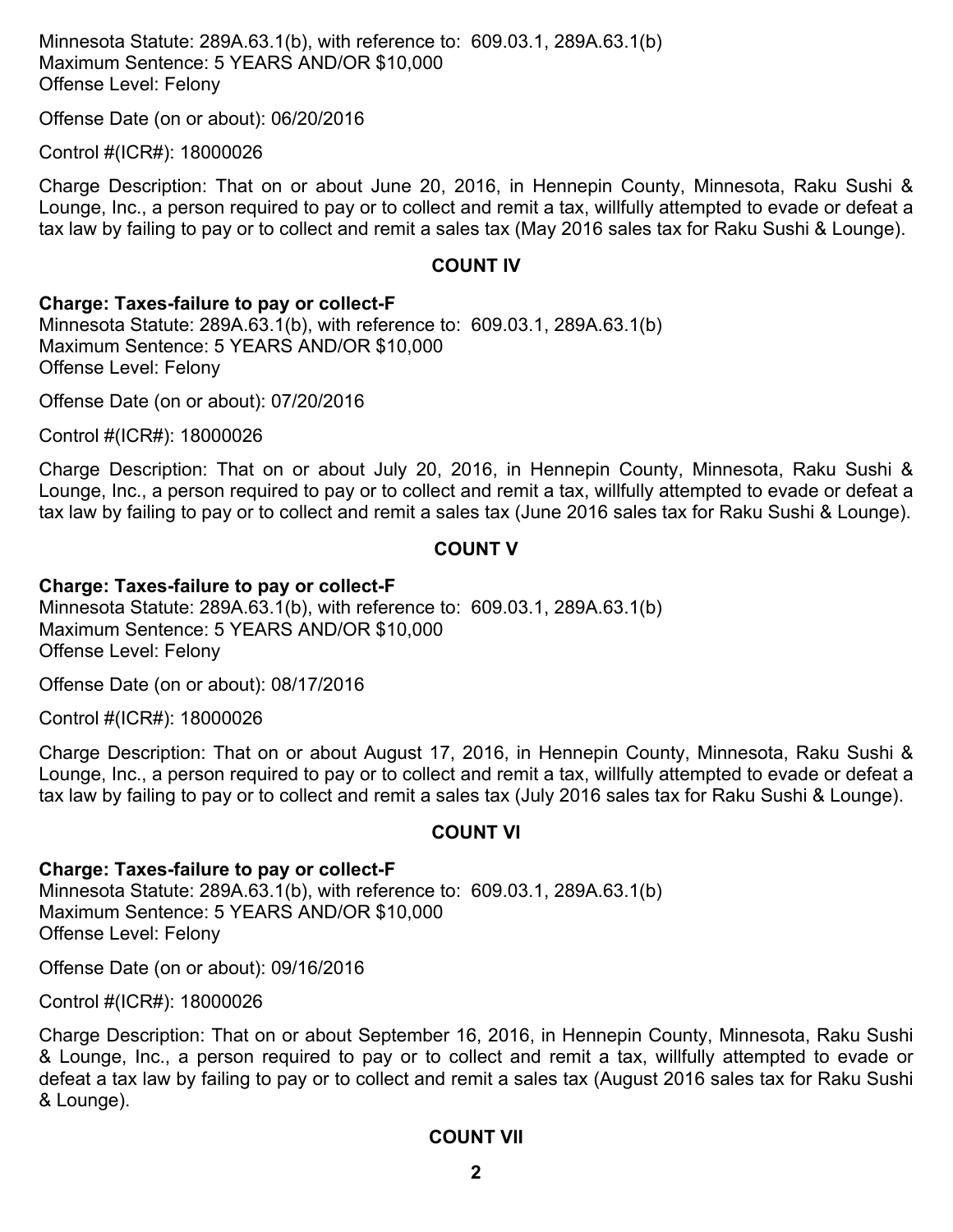Minnesota Statute: 289A.63.1(b), with reference to: 609.03.1, 289A.63.1(b)
Maximum Sentence: 5 YEARS AND/OR $10,000
Offense Level: Felony

Offense Date (on or about): 06/20/2016

Control #(ICR#): 18000026

Charge Description: That on or about June 20, 2016, in Hennepin County, Minnesota, Raku Sushi & Lounge, Inc., a person required to pay or to collect and remit a tax, willfully attempted to evade or defeat a tax law by failing to pay or to collect and remit a sales tax (May 2016 sales tax for Raku Sushi & Lounge).

## COUNT IV

**Charge: Taxes-failure to pay or collect-F**
Minnesota Statute: 289A.63.1(b), with reference to: 609.03.1, 289A.63.1(b)
Maximum Sentence: 5 YEARS AND/OR $10,000
Offense Level: Felony

Offense Date (on or about): 07/20/2016

Control #(ICR#): 18000026

Charge Description: That on or about July 20, 2016, in Hennepin County, Minnesota, Raku Sushi & Lounge, Inc., a person required to pay or to collect and remit a tax, willfully attempted to evade or defeat a tax law by failing to pay or to collect and remit a sales tax (June 2016 sales tax for Raku Sushi & Lounge).

## COUNT V

**Charge: Taxes-failure to pay or collect-F**
Minnesota Statute: 289A.63.1(b), with reference to: 609.03.1, 289A.63.1(b)
Maximum Sentence: 5 YEARS AND/OR $10,000
Offense Level: Felony

Offense Date (on or about): 08/17/2016

Control #(ICR#): 18000026

Charge Description: That on or about August 17, 2016, in Hennepin County, Minnesota, Raku Sushi & Lounge, Inc., a person required to pay or to collect and remit a tax, willfully attempted to evade or defeat a tax law by failing to pay or to collect and remit a sales tax (July 2016 sales tax for Raku Sushi & Lounge).

## COUNT VI

**Charge: Taxes-failure to pay or collect-F**
Minnesota Statute: 289A.63.1(b), with reference to: 609.03.1, 289A.63.1(b)
Maximum Sentence: 5 YEARS AND/OR $10,000
Offense Level: Felony

Offense Date (on or about): 09/16/2016

Control #(ICR#): 18000026

Charge Description: That on or about September 16, 2016, in Hennepin County, Minnesota, Raku Sushi & Lounge, Inc., a person required to pay or to collect and remit a tax, willfully attempted to evade or defeat a tax law by failing to pay or to collect and remit a sales tax (August 2016 sales tax for Raku Sushi & Lounge).

## COUNT VII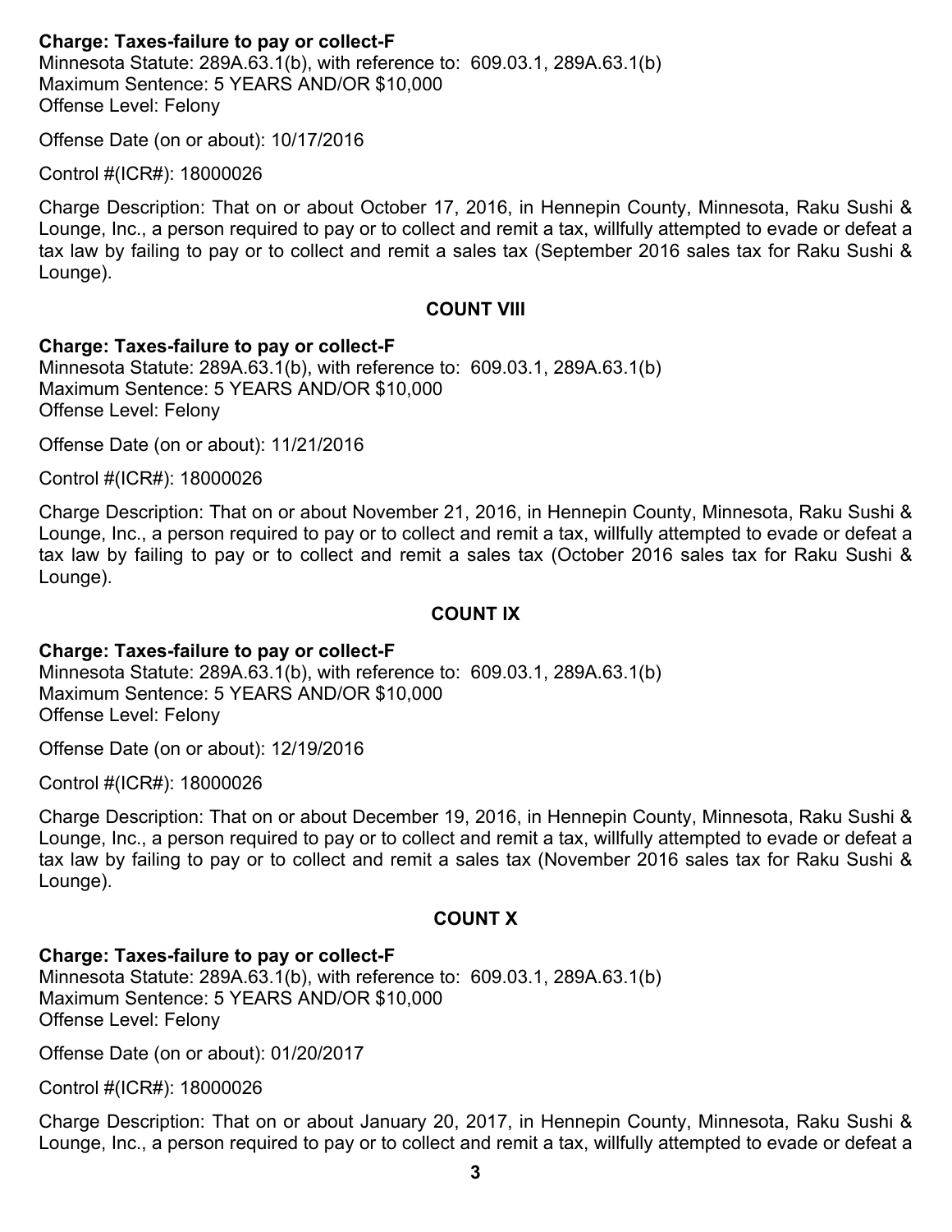**Charge: Taxes-failure to pay or collect-F**
Minnesota Statute: 289A.63.1(b), with reference to: 609.03.1, 289A.63.1(b)
Maximum Sentence: 5 YEARS AND/OR $10,000
Offense Level: Felony

Offense Date (on or about): 10/17/2016

Control #(ICR#): 18000026

Charge Description: That on or about October 17, 2016, in Hennepin County, Minnesota, Raku Sushi & Lounge, Inc., a person required to pay or to collect and remit a tax, willfully attempted to evade or defeat a tax law by failing to pay or to collect and remit a sales tax (September 2016 sales tax for Raku Sushi & Lounge).

**COUNT VIII**

**Charge: Taxes-failure to pay or collect-F**
Minnesota Statute: 289A.63.1(b), with reference to: 609.03.1, 289A.63.1(b)
Maximum Sentence: 5 YEARS AND/OR $10,000
Offense Level: Felony

Offense Date (on or about): 11/21/2016

Control #(ICR#): 18000026

Charge Description: That on or about November 21, 2016, in Hennepin County, Minnesota, Raku Sushi & Lounge, Inc., a person required to pay or to collect and remit a tax, willfully attempted to evade or defeat a tax law by failing to pay or to collect and remit a sales tax (October 2016 sales tax for Raku Sushi & Lounge).

**COUNT IX**

**Charge: Taxes-failure to pay or collect-F**
Minnesota Statute: 289A.63.1(b), with reference to: 609.03.1, 289A.63.1(b)
Maximum Sentence: 5 YEARS AND/OR $10,000
Offense Level: Felony

Offense Date (on or about): 12/19/2016

Control #(ICR#): 18000026

Charge Description: That on or about December 19, 2016, in Hennepin County, Minnesota, Raku Sushi & Lounge, Inc., a person required to pay or to collect and remit a tax, willfully attempted to evade or defeat a tax law by failing to pay or to collect and remit a sales tax (November 2016 sales tax for Raku Sushi & Lounge).

**COUNT X**

**Charge: Taxes-failure to pay or collect-F**
Minnesota Statute: 289A.63.1(b), with reference to: 609.03.1, 289A.63.1(b)
Maximum Sentence: 5 YEARS AND/OR $10,000
Offense Level: Felony

Offense Date (on or about): 01/20/2017

Control #(ICR#): 18000026

Charge Description: That on or about January 20, 2017, in Hennepin County, Minnesota, Raku Sushi & Lounge, Inc., a person required to pay or to collect and remit a tax, willfully attempted to evade or defeat a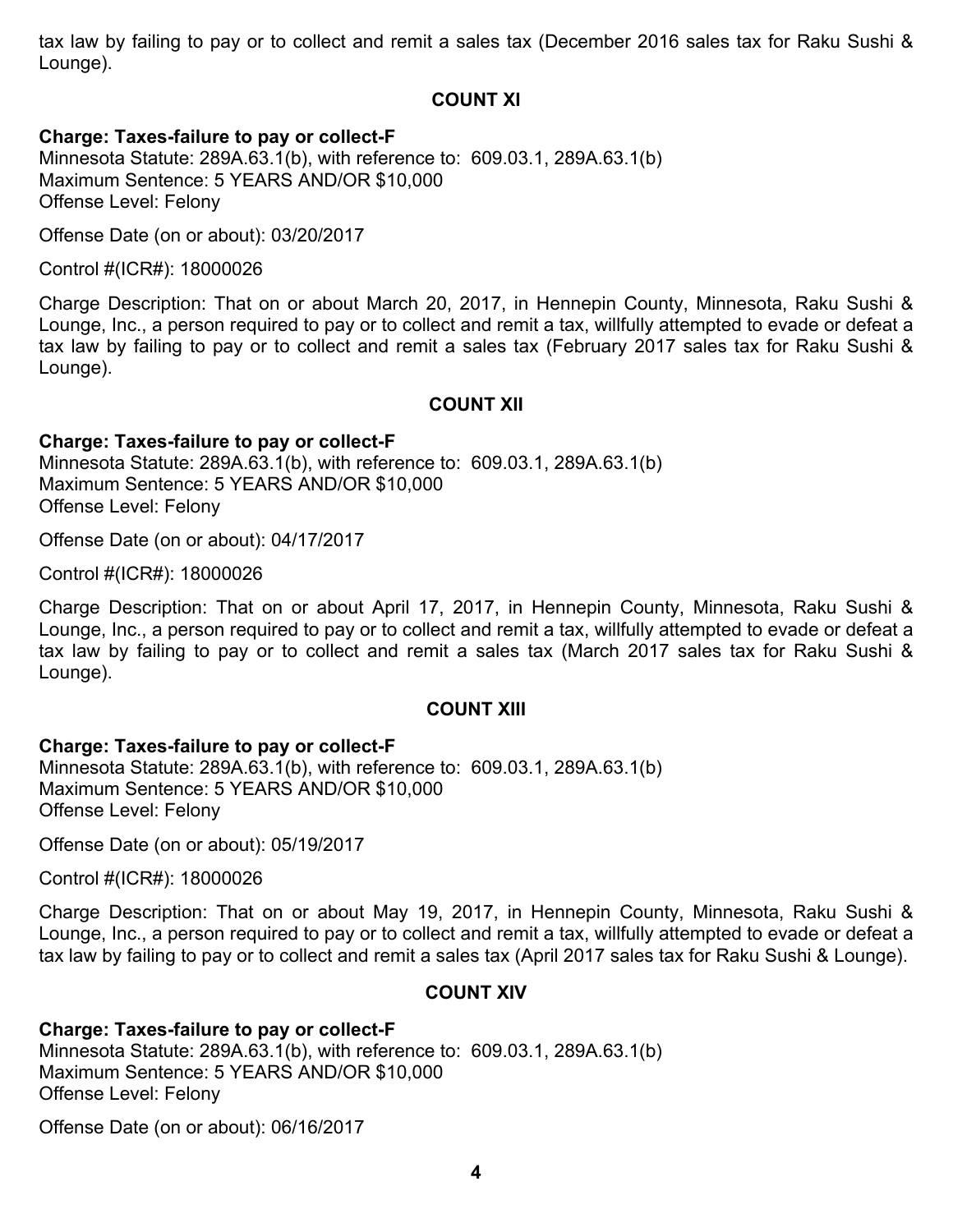tax law by failing to pay or to collect and remit a sales tax (December 2016 sales tax for Raku Sushi & Lounge).

### COUNT XI

**Charge: Taxes-failure to pay or collect-F**
Minnesota Statute: 289A.63.1(b), with reference to: 609.03.1, 289A.63.1(b)
Maximum Sentence: 5 YEARS AND/OR $10,000
Offense Level: Felony

Offense Date (on or about): 03/20/2017

Control #(ICR#): 18000026

Charge Description: That on or about March 20, 2017, in Hennepin County, Minnesota, Raku Sushi & Lounge, Inc., a person required to pay or to collect and remit a tax, willfully attempted to evade or defeat a tax law by failing to pay or to collect and remit a sales tax (February 2017 sales tax for Raku Sushi & Lounge).

### COUNT XII

**Charge: Taxes-failure to pay or collect-F**
Minnesota Statute: 289A.63.1(b), with reference to: 609.03.1, 289A.63.1(b)
Maximum Sentence: 5 YEARS AND/OR $10,000
Offense Level: Felony

Offense Date (on or about): 04/17/2017

Control #(ICR#): 18000026

Charge Description: That on or about April 17, 2017, in Hennepin County, Minnesota, Raku Sushi & Lounge, Inc., a person required to pay or to collect and remit a tax, willfully attempted to evade or defeat a tax law by failing to pay or to collect and remit a sales tax (March 2017 sales tax for Raku Sushi & Lounge).

### COUNT XIII

**Charge: Taxes-failure to pay or collect-F**
Minnesota Statute: 289A.63.1(b), with reference to: 609.03.1, 289A.63.1(b)
Maximum Sentence: 5 YEARS AND/OR $10,000
Offense Level: Felony

Offense Date (on or about): 05/19/2017

Control #(ICR#): 18000026

Charge Description: That on or about May 19, 2017, in Hennepin County, Minnesota, Raku Sushi & Lounge, Inc., a person required to pay or to collect and remit a tax, willfully attempted to evade or defeat a tax law by failing to pay or to collect and remit a sales tax (April 2017 sales tax for Raku Sushi & Lounge).

### COUNT XIV

**Charge: Taxes-failure to pay or collect-F**
Minnesota Statute: 289A.63.1(b), with reference to: 609.03.1, 289A.63.1(b)
Maximum Sentence: 5 YEARS AND/OR $10,000
Offense Level: Felony

Offense Date (on or about): 06/16/2017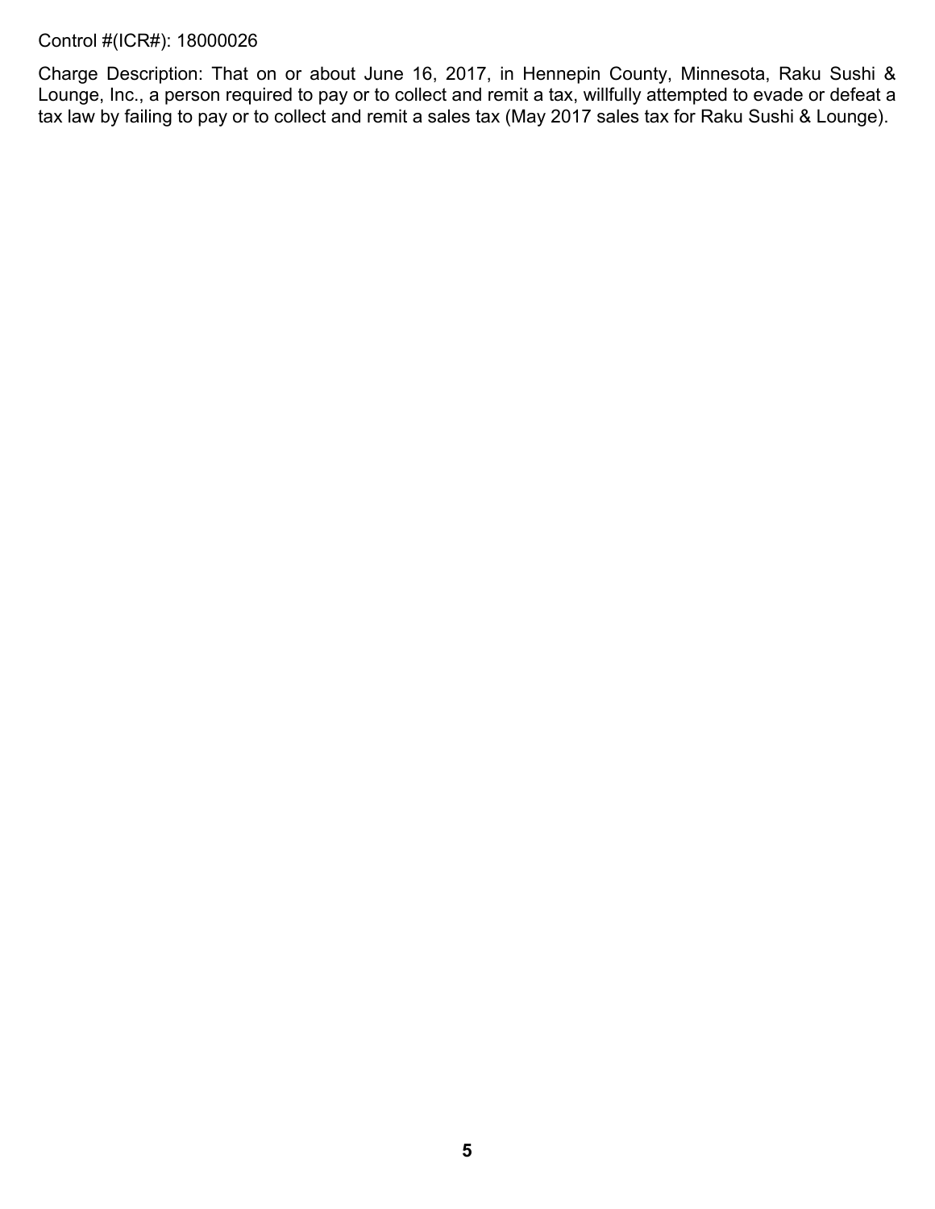Control #(ICR#): 18000026

Charge Description: That on or about June 16, 2017, in Hennepin County, Minnesota, Raku Sushi & Lounge, Inc., a person required to pay or to collect and remit a tax, willfully attempted to evade or defeat a tax law by failing to pay or to collect and remit a sales tax (May 2017 sales tax for Raku Sushi & Lounge).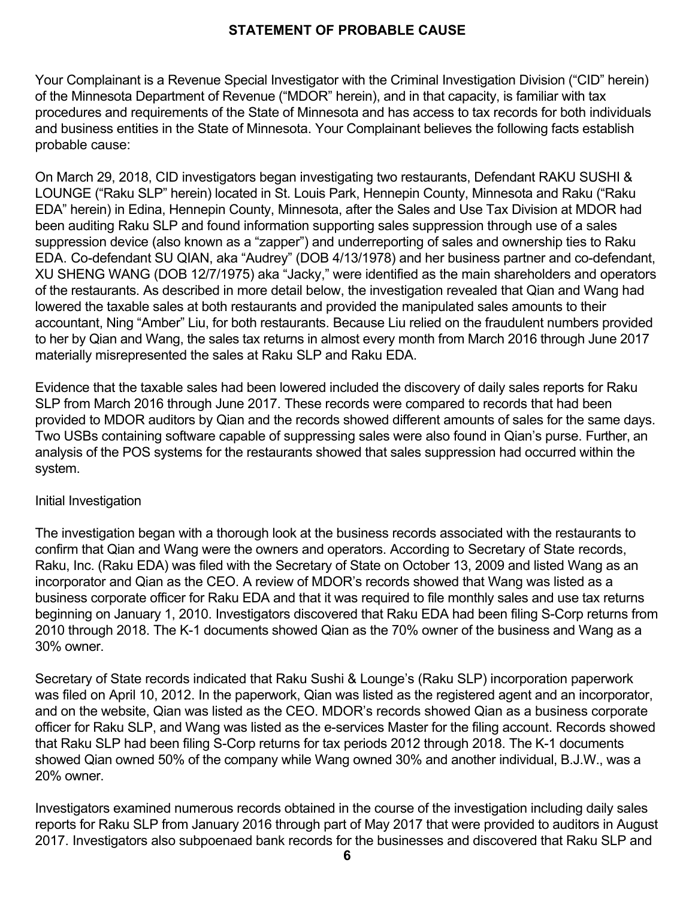## STATEMENT OF PROBABLE CAUSE

Your Complainant is a Revenue Special Investigator with the Criminal Investigation Division ("CID" herein) of the Minnesota Department of Revenue ("MDOR" herein), and in that capacity, is familiar with tax procedures and requirements of the State of Minnesota and has access to tax records for both individuals and business entities in the State of Minnesota. Your Complainant believes the following facts establish probable cause:

On March 29, 2018, CID investigators began investigating two restaurants, Defendant RAKU SUSHI & LOUNGE ("Raku SLP" herein) located in St. Louis Park, Hennepin County, Minnesota and Raku ("Raku EDA" herein) in Edina, Hennepin County, Minnesota, after the Sales and Use Tax Division at MDOR had been auditing Raku SLP and found information supporting sales suppression through use of a sales suppression device (also known as a "zapper") and underreporting of sales and ownership ties to Raku EDA. Co-defendant SU QIAN, aka "Audrey" (DOB 4/13/1978) and her business partner and co-defendant, XU SHENG WANG (DOB 12/7/1975) aka "Jacky," were identified as the main shareholders and operators of the restaurants. As described in more detail below, the investigation revealed that Qian and Wang had lowered the taxable sales at both restaurants and provided the manipulated sales amounts to their accountant, Ning "Amber" Liu, for both restaurants. Because Liu relied on the fraudulent numbers provided to her by Qian and Wang, the sales tax returns in almost every month from March 2016 through June 2017 materially misrepresented the sales at Raku SLP and Raku EDA.

Evidence that the taxable sales had been lowered included the discovery of daily sales reports for Raku SLP from March 2016 through June 2017. These records were compared to records that had been provided to MDOR auditors by Qian and the records showed different amounts of sales for the same days. Two USBs containing software capable of suppressing sales were also found in Qian's purse. Further, an analysis of the POS systems for the restaurants showed that sales suppression had occurred within the system.

Initial Investigation

The investigation began with a thorough look at the business records associated with the restaurants to confirm that Qian and Wang were the owners and operators. According to Secretary of State records, Raku, Inc. (Raku EDA) was filed with the Secretary of State on October 13, 2009 and listed Wang as an incorporator and Qian as the CEO. A review of MDOR's records showed that Wang was listed as a business corporate officer for Raku EDA and that it was required to file monthly sales and use tax returns beginning on January 1, 2010. Investigators discovered that Raku EDA had been filing S-Corp returns from 2010 through 2018. The K-1 documents showed Qian as the 70% owner of the business and Wang as a 30% owner.

Secretary of State records indicated that Raku Sushi & Lounge's (Raku SLP) incorporation paperwork was filed on April 10, 2012. In the paperwork, Qian was listed as the registered agent and an incorporator, and on the website, Qian was listed as the CEO. MDOR's records showed Qian as a business corporate officer for Raku SLP, and Wang was listed as the e-services Master for the filing account. Records showed that Raku SLP had been filing S-Corp returns for tax periods 2012 through 2018. The K-1 documents showed Qian owned 50% of the company while Wang owned 30% and another individual, B.J.W., was a 20% owner.

Investigators examined numerous records obtained in the course of the investigation including daily sales reports for Raku SLP from January 2016 through part of May 2017 that were provided to auditors in August 2017. Investigators also subpoenaed bank records for the businesses and discovered that Raku SLP and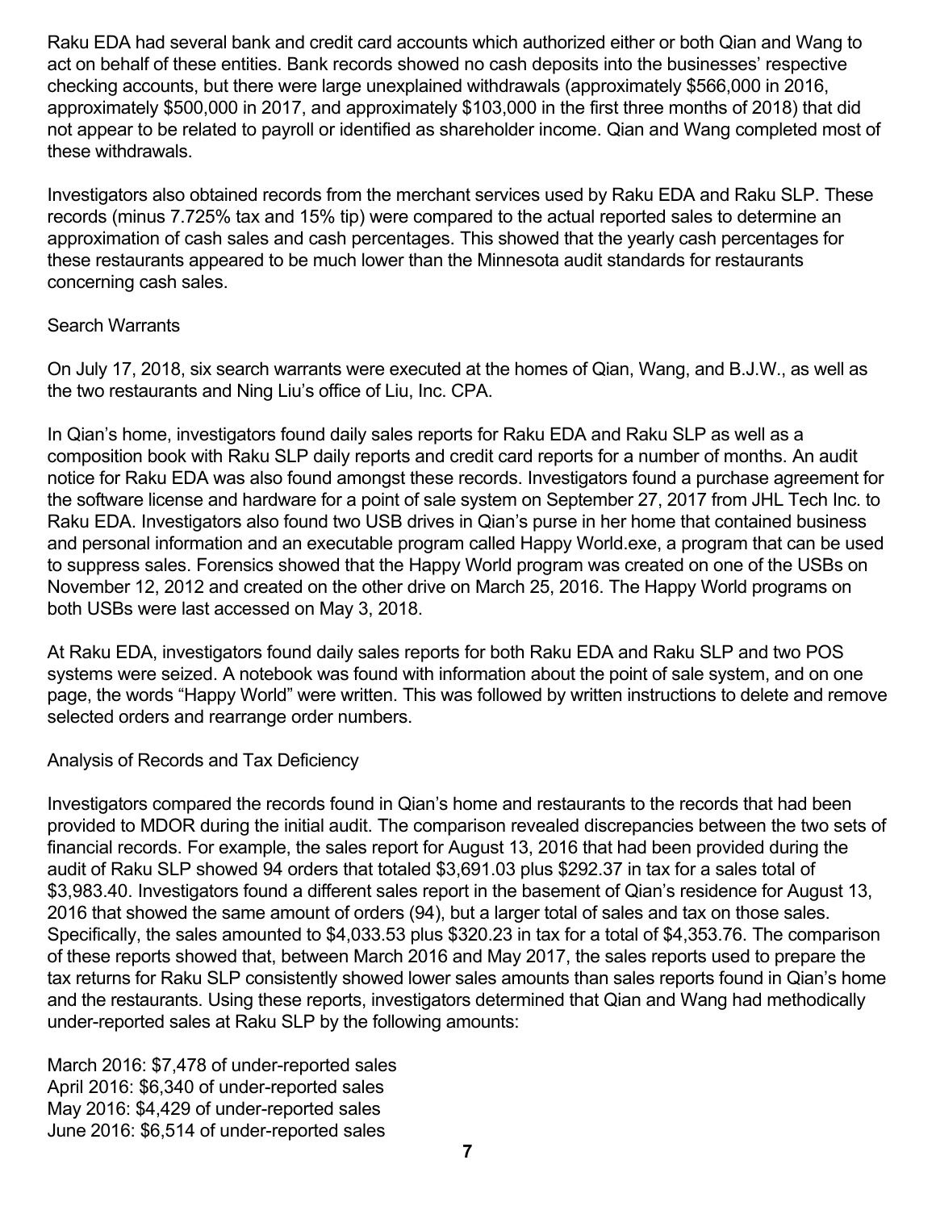Raku EDA had several bank and credit card accounts which authorized either or both Qian and Wang to act on behalf of these entities. Bank records showed no cash deposits into the businesses' respective checking accounts, but there were large unexplained withdrawals (approximately $566,000 in 2016, approximately $500,000 in 2017, and approximately $103,000 in the first three months of 2018) that did not appear to be related to payroll or identified as shareholder income. Qian and Wang completed most of these withdrawals.

Investigators also obtained records from the merchant services used by Raku EDA and Raku SLP. These records (minus 7.725% tax and 15% tip) were compared to the actual reported sales to determine an approximation of cash sales and cash percentages. This showed that the yearly cash percentages for these restaurants appeared to be much lower than the Minnesota audit standards for restaurants concerning cash sales.

Search Warrants

On July 17, 2018, six search warrants were executed at the homes of Qian, Wang, and B.J.W., as well as the two restaurants and Ning Liu's office of Liu, Inc. CPA.

In Qian's home, investigators found daily sales reports for Raku EDA and Raku SLP as well as a composition book with Raku SLP daily reports and credit card reports for a number of months. An audit notice for Raku EDA was also found amongst these records. Investigators found a purchase agreement for the software license and hardware for a point of sale system on September 27, 2017 from JHL Tech Inc. to Raku EDA. Investigators also found two USB drives in Qian's purse in her home that contained business and personal information and an executable program called Happy World.exe, a program that can be used to suppress sales. Forensics showed that the Happy World program was created on one of the USBs on November 12, 2012 and created on the other drive on March 25, 2016. The Happy World programs on both USBs were last accessed on May 3, 2018.

At Raku EDA, investigators found daily sales reports for both Raku EDA and Raku SLP and two POS systems were seized. A notebook was found with information about the point of sale system, and on one page, the words "Happy World" were written. This was followed by written instructions to delete and remove selected orders and rearrange order numbers.

Analysis of Records and Tax Deficiency

Investigators compared the records found in Qian's home and restaurants to the records that had been provided to MDOR during the initial audit. The comparison revealed discrepancies between the two sets of financial records. For example, the sales report for August 13, 2016 that had been provided during the audit of Raku SLP showed 94 orders that totaled $3,691.03 plus $292.37 in tax for a sales total of $3,983.40. Investigators found a different sales report in the basement of Qian's residence for August 13, 2016 that showed the same amount of orders (94), but a larger total of sales and tax on those sales. Specifically, the sales amounted to $4,033.53 plus $320.23 in tax for a total of $4,353.76. The comparison of these reports showed that, between March 2016 and May 2017, the sales reports used to prepare the tax returns for Raku SLP consistently showed lower sales amounts than sales reports found in Qian's home and the restaurants. Using these reports, investigators determined that Qian and Wang had methodically under-reported sales at Raku SLP by the following amounts:

March 2016: $7,478 of under-reported sales
April 2016: $6,340 of under-reported sales
May 2016: $4,429 of under-reported sales
June 2016: $6,514 of under-reported sales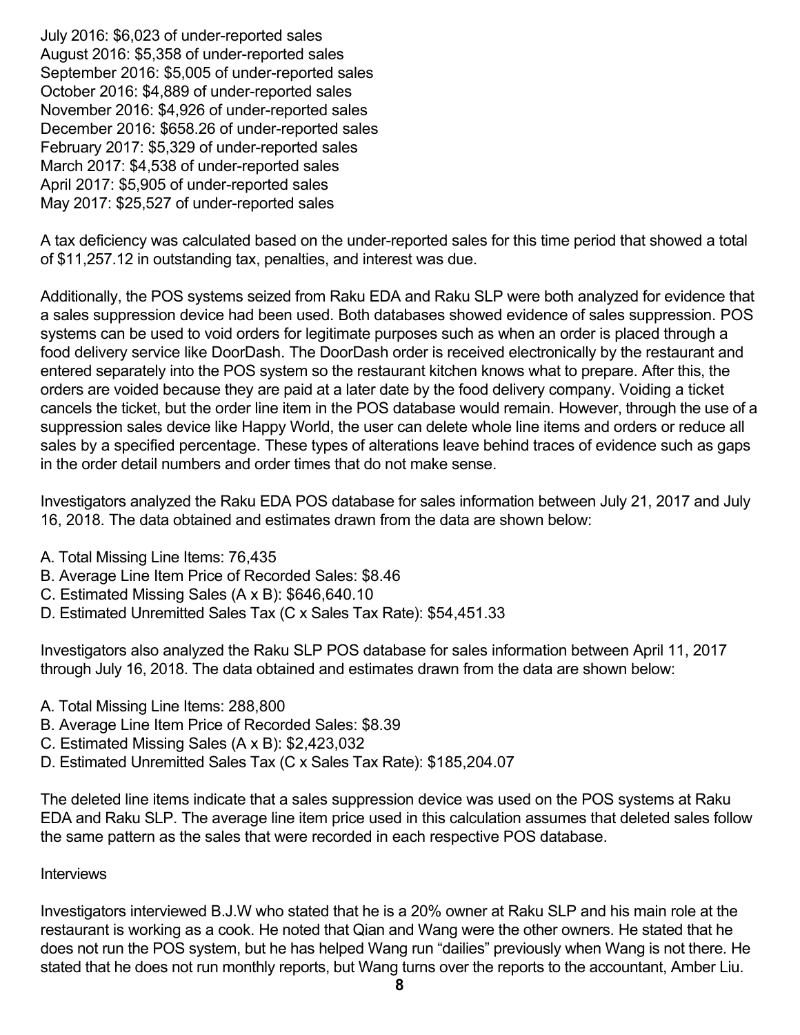July 2016: $6,023 of under-reported sales
August 2016: $5,358 of under-reported sales
September 2016: $5,005 of under-reported sales
October 2016: $4,889 of under-reported sales
November 2016: $4,926 of under-reported sales
December 2016: $658.26 of under-reported sales
February 2017: $5,329 of under-reported sales
March 2017: $4,538 of under-reported sales
April 2017: $5,905 of under-reported sales
May 2017: $25,527 of under-reported sales

A tax deficiency was calculated based on the under-reported sales for this time period that showed a total of $11,257.12 in outstanding tax, penalties, and interest was due.

Additionally, the POS systems seized from Raku EDA and Raku SLP were both analyzed for evidence that a sales suppression device had been used. Both databases showed evidence of sales suppression. POS systems can be used to void orders for legitimate purposes such as when an order is placed through a food delivery service like DoorDash. The DoorDash order is received electronically by the restaurant and entered separately into the POS system so the restaurant kitchen knows what to prepare. After this, the orders are voided because they are paid at a later date by the food delivery company. Voiding a ticket cancels the ticket, but the order line item in the POS database would remain. However, through the use of a suppression sales device like Happy World, the user can delete whole line items and orders or reduce all sales by a specified percentage. These types of alterations leave behind traces of evidence such as gaps in the order detail numbers and order times that do not make sense.

Investigators analyzed the Raku EDA POS database for sales information between July 21, 2017 and July 16, 2018. The data obtained and estimates drawn from the data are shown below:

A. Total Missing Line Items: 76,435
B. Average Line Item Price of Recorded Sales: $8.46
C. Estimated Missing Sales (A x B): $646,640.10
D. Estimated Unremitted Sales Tax (C x Sales Tax Rate): $54,451.33

Investigators also analyzed the Raku SLP POS database for sales information between April 11, 2017 through July 16, 2018. The data obtained and estimates drawn from the data are shown below:

A. Total Missing Line Items: 288,800
B. Average Line Item Price of Recorded Sales: $8.39
C. Estimated Missing Sales (A x B): $2,423,032
D. Estimated Unremitted Sales Tax (C x Sales Tax Rate): $185,204.07

The deleted line items indicate that a sales suppression device was used on the POS systems at Raku EDA and Raku SLP. The average line item price used in this calculation assumes that deleted sales follow the same pattern as the sales that were recorded in each respective POS database.

Interviews

Investigators interviewed B.J.W who stated that he is a 20% owner at Raku SLP and his main role at the restaurant is working as a cook. He noted that Qian and Wang were the other owners. He stated that he does not run the POS system, but he has helped Wang run "dailies" previously when Wang is not there. He stated that he does not run monthly reports, but Wang turns over the reports to the accountant, Amber Liu.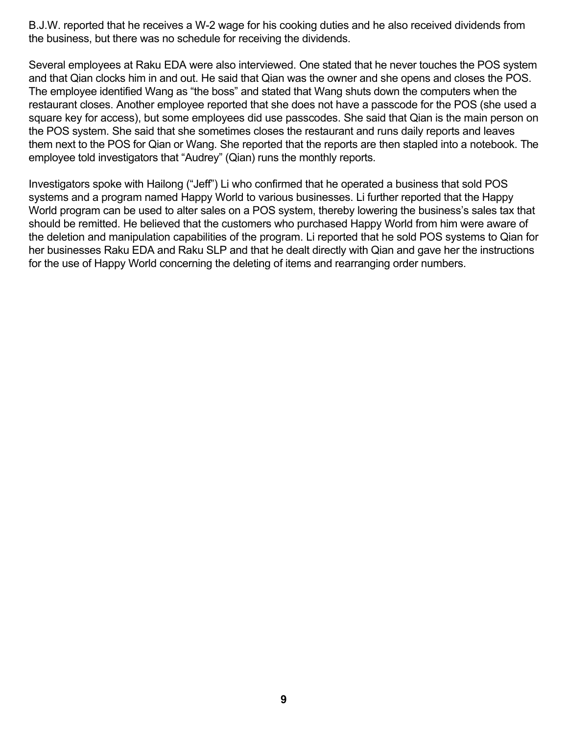B.J.W. reported that he receives a W-2 wage for his cooking duties and he also received dividends from the business, but there was no schedule for receiving the dividends.

Several employees at Raku EDA were also interviewed. One stated that he never touches the POS system and that Qian clocks him in and out. He said that Qian was the owner and she opens and closes the POS. The employee identified Wang as "the boss" and stated that Wang shuts down the computers when the restaurant closes. Another employee reported that she does not have a passcode for the POS (she used a square key for access), but some employees did use passcodes. She said that Qian is the main person on the POS system. She said that she sometimes closes the restaurant and runs daily reports and leaves them next to the POS for Qian or Wang. She reported that the reports are then stapled into a notebook. The employee told investigators that "Audrey" (Qian) runs the monthly reports.

Investigators spoke with Hailong ("Jeff") Li who confirmed that he operated a business that sold POS systems and a program named Happy World to various businesses. Li further reported that the Happy World program can be used to alter sales on a POS system, thereby lowering the business's sales tax that should be remitted. He believed that the customers who purchased Happy World from him were aware of the deletion and manipulation capabilities of the program. Li reported that he sold POS systems to Qian for her businesses Raku EDA and Raku SLP and that he dealt directly with Qian and gave her the instructions for the use of Happy World concerning the deleting of items and rearranging order numbers.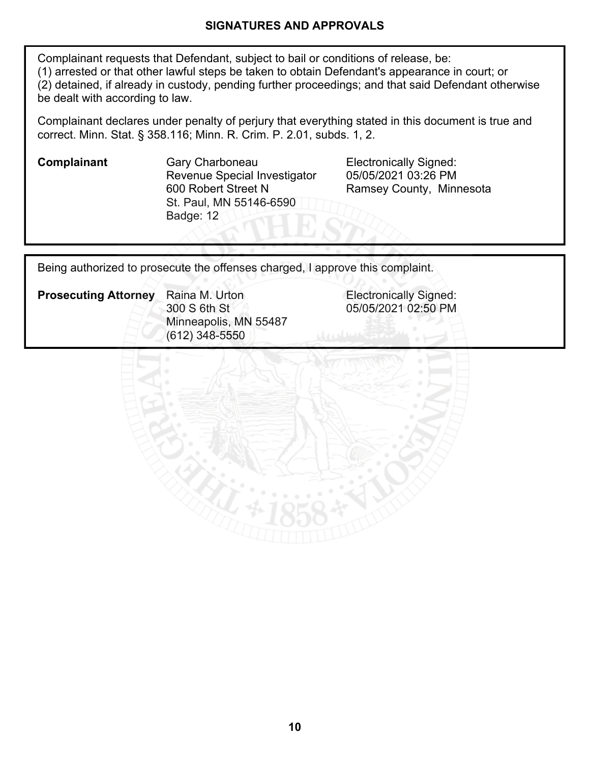## SIGNATURES AND APPROVALS

Complainant requests that Defendant, subject to bail or conditions of release, be:
(1) arrested or that other lawful steps be taken to obtain Defendant's appearance in court; or
(2) detained, if already in custody, pending further proceedings; and that said Defendant otherwise be dealt with according to law.

Complainant declares under penalty of perjury that everything stated in this document is true and correct. Minn. Stat. § 358.116; Minn. R. Crim. P. 2.01, subds. 1, 2.

| | | |
|---|---|---|
| **Complainant** | Gary Charboneau<br>Revenue Special Investigator<br>600 Robert Street N<br>St. Paul, MN 55146-6590<br>Badge: 12 | Electronically Signed:<br>05/05/2021 03:26 PM<br>Ramsey County, Minnesota |

Being authorized to prosecute the offenses charged, I approve this complaint.

| | | |
|---|---|---|
| **Prosecuting Attorney** | Raina M. Urton<br>300 S 6th St<br>Minneapolis, MN 55487<br>(612) 348-5550 | Electronically Signed:<br>05/05/2021 02:50 PM |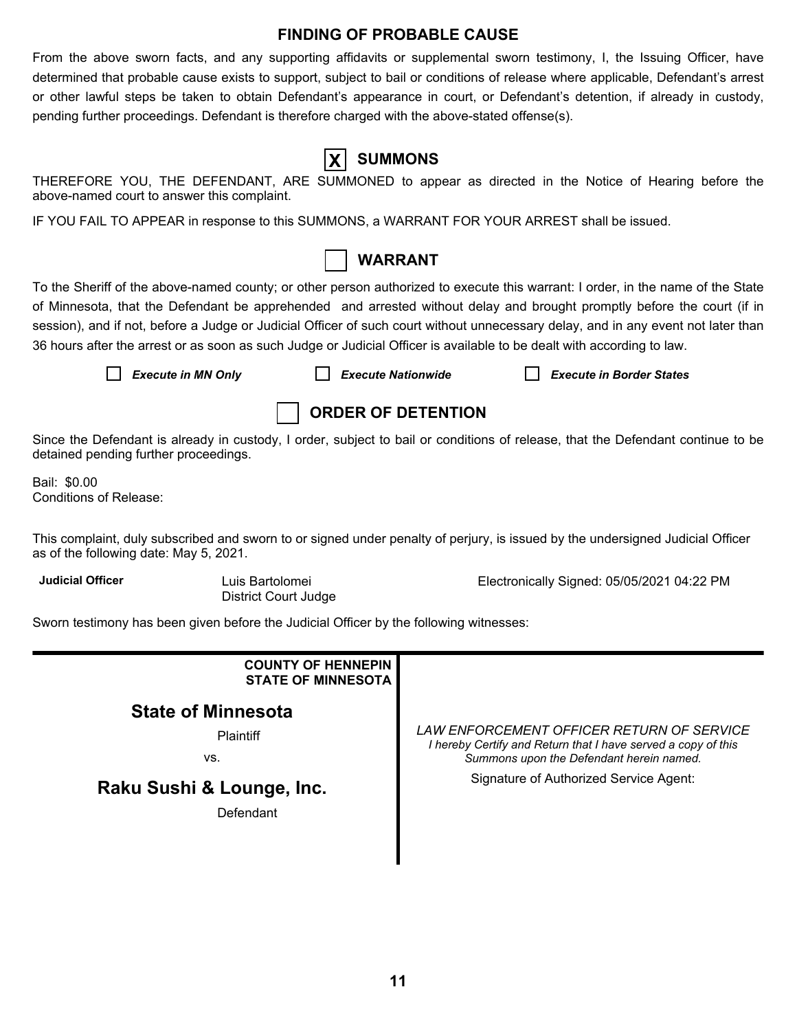## FINDING OF PROBABLE CAUSE

From the above sworn facts, and any supporting affidavits or supplemental sworn testimony, I, the Issuing Officer, have determined that probable cause exists to support, subject to bail or conditions of release where applicable, Defendant's arrest or other lawful steps be taken to obtain Defendant's appearance in court, or Defendant's detention, if already in custody, pending further proceedings. Defendant is therefore charged with the above-stated offense(s).

### [X] SUMMONS

THEREFORE YOU, THE DEFENDANT, ARE SUMMONED to appear as directed in the Notice of Hearing before the above-named court to answer this complaint.

IF YOU FAIL TO APPEAR in response to this SUMMONS, a WARRANT FOR YOUR ARREST shall be issued.

### [ ] WARRANT

To the Sheriff of the above-named county; or other person authorized to execute this warrant: I order, in the name of the State of Minnesota, that the Defendant be apprehended and arrested without delay and brought promptly before the court (if in session), and if not, before a Judge or Judicial Officer of such court without unnecessary delay, and in any event not later than 36 hours after the arrest or as soon as such Judge or Judicial Officer is available to be dealt with according to law.

[ ] *Execute in MN Only* [ ] *Execute Nationwide* [ ] *Execute in Border States*

### [ ] ORDER OF DETENTION

Since the Defendant is already in custody, I order, subject to bail or conditions of release, that the Defendant continue to be detained pending further proceedings.

Bail: $0.00
Conditions of Release:

This complaint, duly subscribed and sworn to or signed under penalty of perjury, is issued by the undersigned Judicial Officer as of the following date: May 5, 2021.

**Judicial Officer** Luis Bartolomei
District Court Judge

Electronically Signed: 05/05/2021 04:22 PM

Sworn testimony has been given before the Judicial Officer by the following witnesses:

---

**COUNTY OF HENNEPIN**
**STATE OF MINNESOTA**

**State of Minnesota**

Plaintiff

vs.

**Raku Sushi & Lounge, Inc.**

Defendant

*LAW ENFORCEMENT OFFICER RETURN OF SERVICE*
*I hereby Certify and Return that I have served a copy of this Summons upon the Defendant herein named.*

Signature of Authorized Service Agent: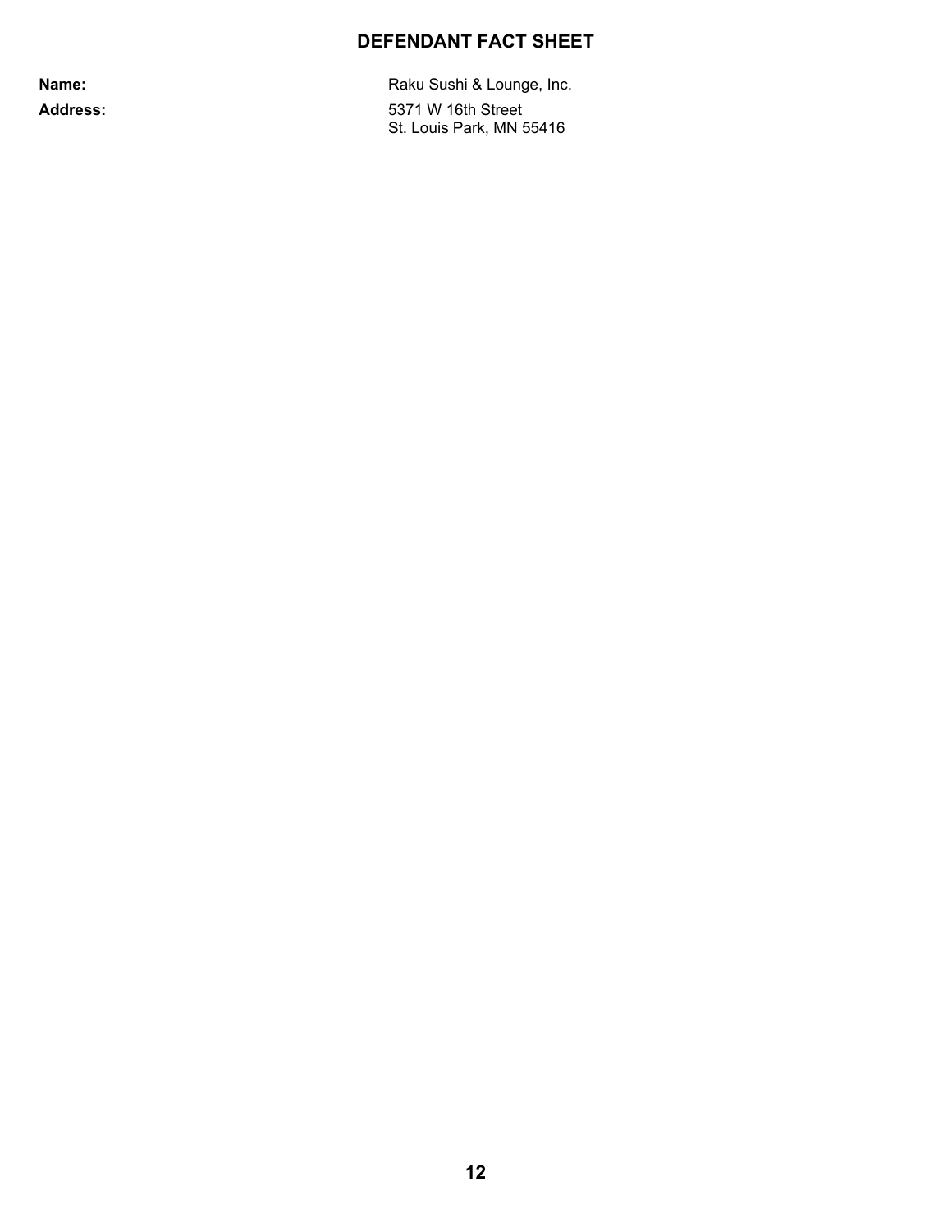## DEFENDANT FACT SHEET

| | |
|---|---|
| **Name:** | Raku Sushi & Lounge, Inc. |
| **Address:** | 5371 W 16th Street<br>St. Louis Park, MN 55416 |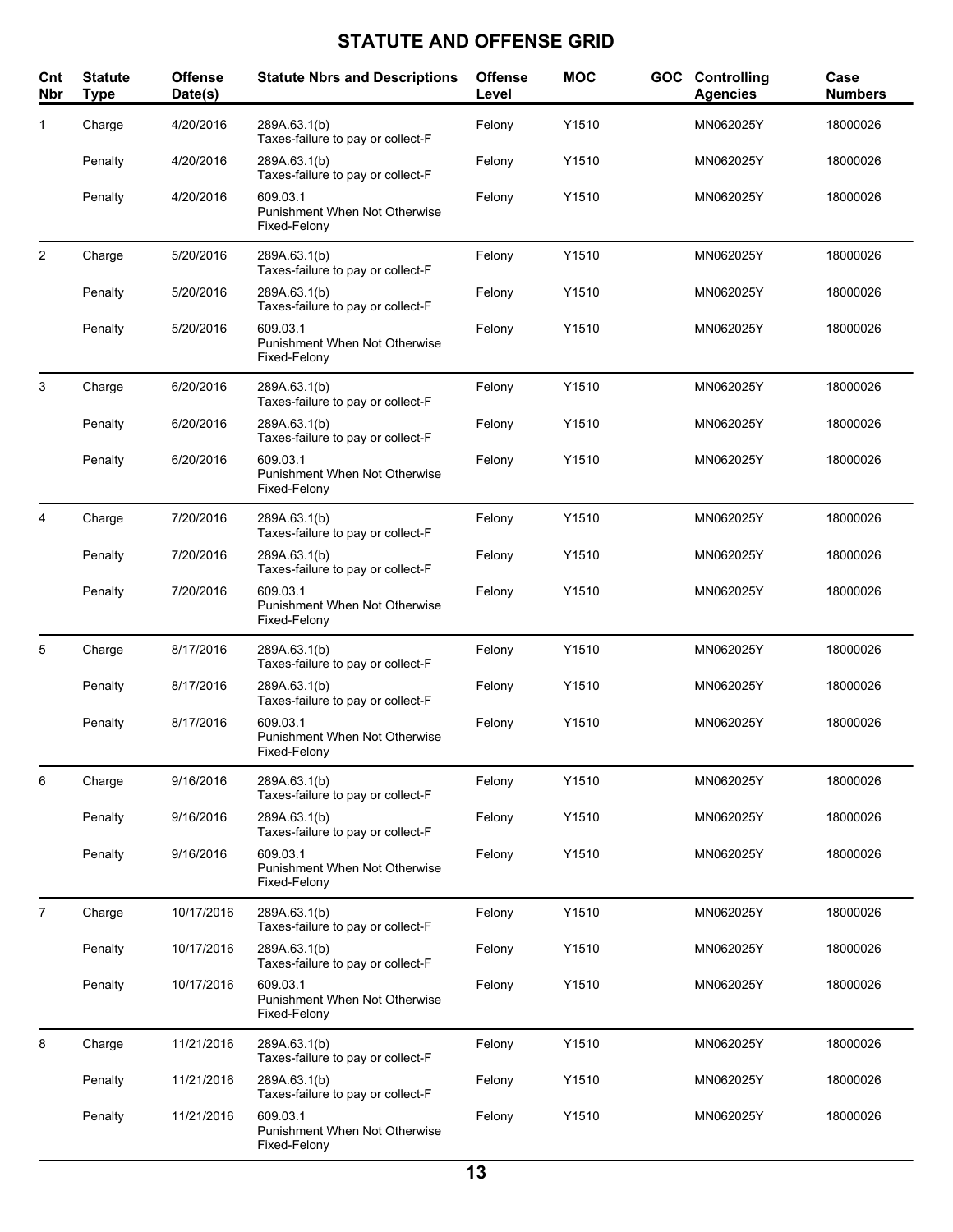## STATUTE AND OFFENSE GRID

| Cnt Nbr | Statute Type | Offense Date(s) | Statute Nbrs and Descriptions | Offense Level | MOC | GOC | Controlling Agencies | Case Numbers |
|---|---|---|---|---|---|---|---|---|
| 1 | Charge | 4/20/2016 | 289A.63.1(b) Taxes-failure to pay or collect-F | Felony | Y1510 | | MN062025Y | 18000026 |
| | Penalty | 4/20/2016 | 289A.63.1(b) Taxes-failure to pay or collect-F | Felony | Y1510 | | MN062025Y | 18000026 |
| | Penalty | 4/20/2016 | 609.03.1 Punishment When Not Otherwise Fixed-Felony | Felony | Y1510 | | MN062025Y | 18000026 |
| 2 | Charge | 5/20/2016 | 289A.63.1(b) Taxes-failure to pay or collect-F | Felony | Y1510 | | MN062025Y | 18000026 |
| | Penalty | 5/20/2016 | 289A.63.1(b) Taxes-failure to pay or collect-F | Felony | Y1510 | | MN062025Y | 18000026 |
| | Penalty | 5/20/2016 | 609.03.1 Punishment When Not Otherwise Fixed-Felony | Felony | Y1510 | | MN062025Y | 18000026 |
| 3 | Charge | 6/20/2016 | 289A.63.1(b) Taxes-failure to pay or collect-F | Felony | Y1510 | | MN062025Y | 18000026 |
| | Penalty | 6/20/2016 | 289A.63.1(b) Taxes-failure to pay or collect-F | Felony | Y1510 | | MN062025Y | 18000026 |
| | Penalty | 6/20/2016 | 609.03.1 Punishment When Not Otherwise Fixed-Felony | Felony | Y1510 | | MN062025Y | 18000026 |
| 4 | Charge | 7/20/2016 | 289A.63.1(b) Taxes-failure to pay or collect-F | Felony | Y1510 | | MN062025Y | 18000026 |
| | Penalty | 7/20/2016 | 289A.63.1(b) Taxes-failure to pay or collect-F | Felony | Y1510 | | MN062025Y | 18000026 |
| | Penalty | 7/20/2016 | 609.03.1 Punishment When Not Otherwise Fixed-Felony | Felony | Y1510 | | MN062025Y | 18000026 |
| 5 | Charge | 8/17/2016 | 289A.63.1(b) Taxes-failure to pay or collect-F | Felony | Y1510 | | MN062025Y | 18000026 |
| | Penalty | 8/17/2016 | 289A.63.1(b) Taxes-failure to pay or collect-F | Felony | Y1510 | | MN062025Y | 18000026 |
| | Penalty | 8/17/2016 | 609.03.1 Punishment When Not Otherwise Fixed-Felony | Felony | Y1510 | | MN062025Y | 18000026 |
| 6 | Charge | 9/16/2016 | 289A.63.1(b) Taxes-failure to pay or collect-F | Felony | Y1510 | | MN062025Y | 18000026 |
| | Penalty | 9/16/2016 | 289A.63.1(b) Taxes-failure to pay or collect-F | Felony | Y1510 | | MN062025Y | 18000026 |
| | Penalty | 9/16/2016 | 609.03.1 Punishment When Not Otherwise Fixed-Felony | Felony | Y1510 | | MN062025Y | 18000026 |
| 7 | Charge | 10/17/2016 | 289A.63.1(b) Taxes-failure to pay or collect-F | Felony | Y1510 | | MN062025Y | 18000026 |
| | Penalty | 10/17/2016 | 289A.63.1(b) Taxes-failure to pay or collect-F | Felony | Y1510 | | MN062025Y | 18000026 |
| | Penalty | 10/17/2016 | 609.03.1 Punishment When Not Otherwise Fixed-Felony | Felony | Y1510 | | MN062025Y | 18000026 |
| 8 | Charge | 11/21/2016 | 289A.63.1(b) Taxes-failure to pay or collect-F | Felony | Y1510 | | MN062025Y | 18000026 |
| | Penalty | 11/21/2016 | 289A.63.1(b) Taxes-failure to pay or collect-F | Felony | Y1510 | | MN062025Y | 18000026 |
| | Penalty | 11/21/2016 | 609.03.1 Punishment When Not Otherwise Fixed-Felony | Felony | Y1510 | | MN062025Y | 18000026 |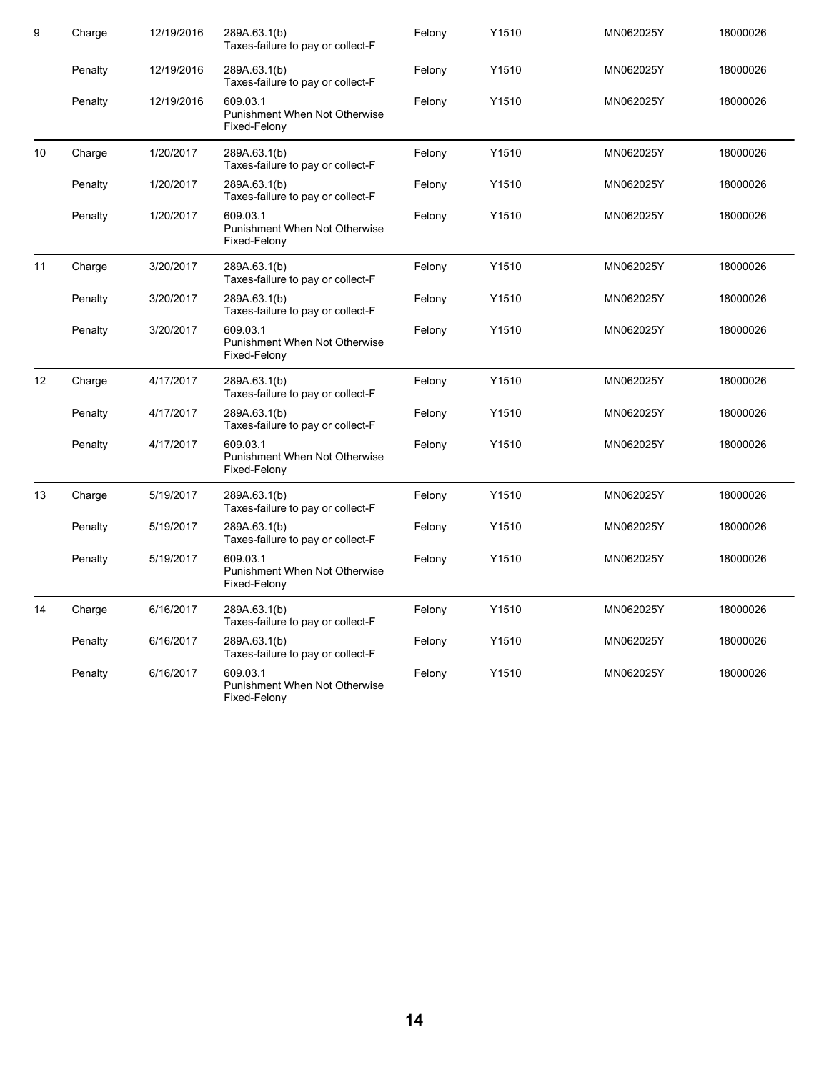| | | | | | | | |
|---|---|---|---|---|---|---|---|
| 9 | Charge | 12/19/2016 | 289A.63.1(b) Taxes-failure to pay or collect-F | Felony | Y1510 | MN062025Y | 18000026 |
| | Penalty | 12/19/2016 | 289A.63.1(b) Taxes-failure to pay or collect-F | Felony | Y1510 | MN062025Y | 18000026 |
| | Penalty | 12/19/2016 | 609.03.1 Punishment When Not Otherwise Fixed-Felony | Felony | Y1510 | MN062025Y | 18000026 |
| 10 | Charge | 1/20/2017 | 289A.63.1(b) Taxes-failure to pay or collect-F | Felony | Y1510 | MN062025Y | 18000026 |
| | Penalty | 1/20/2017 | 289A.63.1(b) Taxes-failure to pay or collect-F | Felony | Y1510 | MN062025Y | 18000026 |
| | Penalty | 1/20/2017 | 609.03.1 Punishment When Not Otherwise Fixed-Felony | Felony | Y1510 | MN062025Y | 18000026 |
| 11 | Charge | 3/20/2017 | 289A.63.1(b) Taxes-failure to pay or collect-F | Felony | Y1510 | MN062025Y | 18000026 |
| | Penalty | 3/20/2017 | 289A.63.1(b) Taxes-failure to pay or collect-F | Felony | Y1510 | MN062025Y | 18000026 |
| | Penalty | 3/20/2017 | 609.03.1 Punishment When Not Otherwise Fixed-Felony | Felony | Y1510 | MN062025Y | 18000026 |
| 12 | Charge | 4/17/2017 | 289A.63.1(b) Taxes-failure to pay or collect-F | Felony | Y1510 | MN062025Y | 18000026 |
| | Penalty | 4/17/2017 | 289A.63.1(b) Taxes-failure to pay or collect-F | Felony | Y1510 | MN062025Y | 18000026 |
| | Penalty | 4/17/2017 | 609.03.1 Punishment When Not Otherwise Fixed-Felony | Felony | Y1510 | MN062025Y | 18000026 |
| 13 | Charge | 5/19/2017 | 289A.63.1(b) Taxes-failure to pay or collect-F | Felony | Y1510 | MN062025Y | 18000026 |
| | Penalty | 5/19/2017 | 289A.63.1(b) Taxes-failure to pay or collect-F | Felony | Y1510 | MN062025Y | 18000026 |
| | Penalty | 5/19/2017 | 609.03.1 Punishment When Not Otherwise Fixed-Felony | Felony | Y1510 | MN062025Y | 18000026 |
| 14 | Charge | 6/16/2017 | 289A.63.1(b) Taxes-failure to pay or collect-F | Felony | Y1510 | MN062025Y | 18000026 |
| | Penalty | 6/16/2017 | 289A.63.1(b) Taxes-failure to pay or collect-F | Felony | Y1510 | MN062025Y | 18000026 |
| | Penalty | 6/16/2017 | 609.03.1 Punishment When Not Otherwise Fixed-Felony | Felony | Y1510 | MN062025Y | 18000026 |